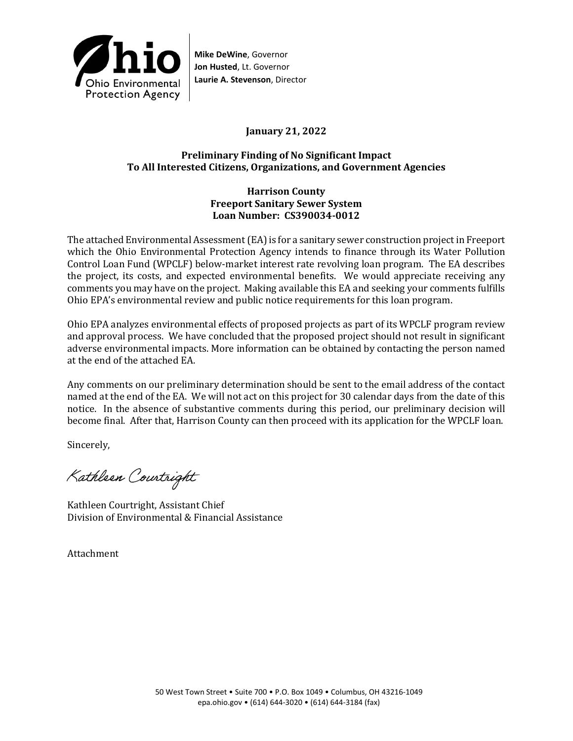Ohio Environmental Protection Agency

**Mike DeWine**, Governor
**Jon Husted**, Lt. Governor
**Laurie A. Stevenson**, Director

**January 21, 2022**

**Preliminary Finding of No Significant Impact**
**To All Interested Citizens, Organizations, and Government Agencies**

**Harrison County**
**Freeport Sanitary Sewer System**
**Loan Number: CS390034-0012**

The attached Environmental Assessment (EA) is for a sanitary sewer construction project in Freeport which the Ohio Environmental Protection Agency intends to finance through its Water Pollution Control Loan Fund (WPCLF) below-market interest rate revolving loan program. The EA describes the project, its costs, and expected environmental benefits. We would appreciate receiving any comments you may have on the project. Making available this EA and seeking your comments fulfills Ohio EPA's environmental review and public notice requirements for this loan program.

Ohio EPA analyzes environmental effects of proposed projects as part of its WPCLF program review and approval process. We have concluded that the proposed project should not result in significant adverse environmental impacts. More information can be obtained by contacting the person named at the end of the attached EA.

Any comments on our preliminary determination should be sent to the email address of the contact named at the end of the EA. We will not act on this project for 30 calendar days from the date of this notice. In the absence of substantive comments during this period, our preliminary decision will become final. After that, Harrison County can then proceed with its application for the WPCLF loan.

Sincerely,

Kathleen Courtright

Kathleen Courtright, Assistant Chief
Division of Environmental & Financial Assistance

Attachment

50 West Town Street • Suite 700 • P.O. Box 1049 • Columbus, OH 43216-1049
epa.ohio.gov • (614) 644-3020 • (614) 644-3184 (fax)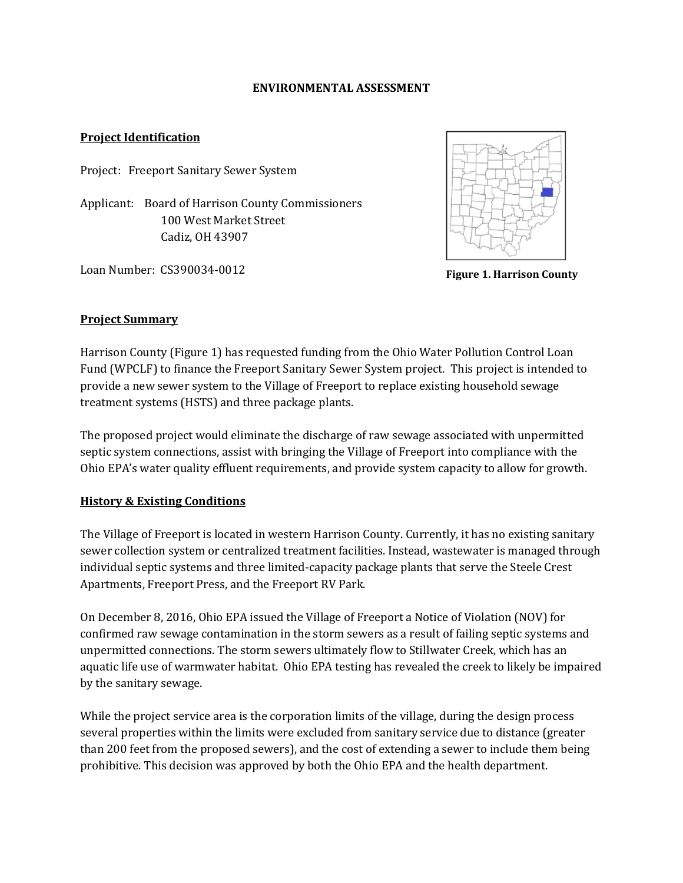**ENVIRONMENTAL ASSESSMENT**

**Project Identification**

Project: Freeport Sanitary Sewer System

Applicant: Board of Harrison County Commissioners
100 West Market Street
Cadiz, OH 43907

Loan Number: CS390034-0012

**Figure 1. Harrison County**

**Project Summary**

Harrison County (Figure 1) has requested funding from the Ohio Water Pollution Control Loan Fund (WPCLF) to finance the Freeport Sanitary Sewer System project. This project is intended to provide a new sewer system to the Village of Freeport to replace existing household sewage treatment systems (HSTS) and three package plants.

The proposed project would eliminate the discharge of raw sewage associated with unpermitted septic system connections, assist with bringing the Village of Freeport into compliance with the Ohio EPA's water quality effluent requirements, and provide system capacity to allow for growth.

**History & Existing Conditions**

The Village of Freeport is located in western Harrison County. Currently, it has no existing sanitary sewer collection system or centralized treatment facilities. Instead, wastewater is managed through individual septic systems and three limited-capacity package plants that serve the Steele Crest Apartments, Freeport Press, and the Freeport RV Park.

On December 8, 2016, Ohio EPA issued the Village of Freeport a Notice of Violation (NOV) for confirmed raw sewage contamination in the storm sewers as a result of failing septic systems and unpermitted connections. The storm sewers ultimately flow to Stillwater Creek, which has an aquatic life use of warmwater habitat. Ohio EPA testing has revealed the creek to likely be impaired by the sanitary sewage.

While the project service area is the corporation limits of the village, during the design process several properties within the limits were excluded from sanitary service due to distance (greater than 200 feet from the proposed sewers), and the cost of extending a sewer to include them being prohibitive. This decision was approved by both the Ohio EPA and the health department.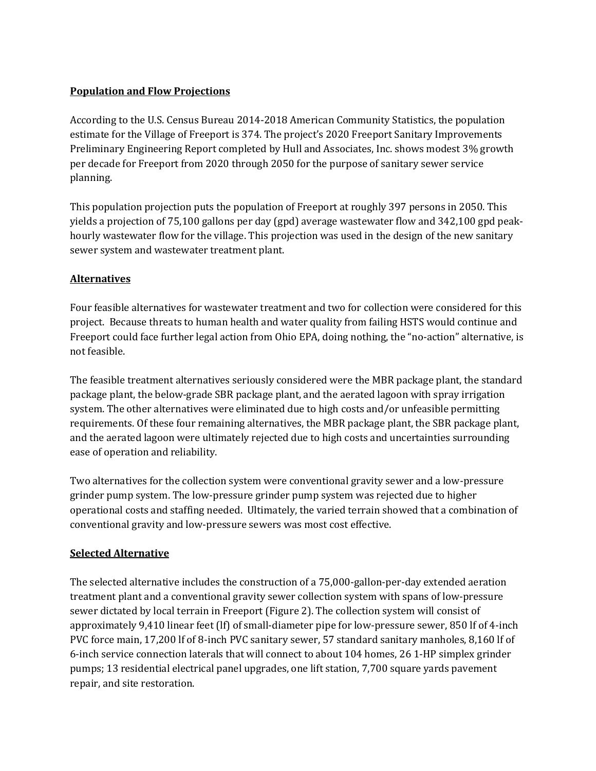**Population and Flow Projections**

According to the U.S. Census Bureau 2014-2018 American Community Statistics, the population estimate for the Village of Freeport is 374. The project's 2020 Freeport Sanitary Improvements Preliminary Engineering Report completed by Hull and Associates, Inc. shows modest 3% growth per decade for Freeport from 2020 through 2050 for the purpose of sanitary sewer service planning.

This population projection puts the population of Freeport at roughly 397 persons in 2050. This yields a projection of 75,100 gallons per day (gpd) average wastewater flow and 342,100 gpd peak-hourly wastewater flow for the village. This projection was used in the design of the new sanitary sewer system and wastewater treatment plant.

**Alternatives**

Four feasible alternatives for wastewater treatment and two for collection were considered for this project. Because threats to human health and water quality from failing HSTS would continue and Freeport could face further legal action from Ohio EPA, doing nothing, the "no-action" alternative, is not feasible.

The feasible treatment alternatives seriously considered were the MBR package plant, the standard package plant, the below-grade SBR package plant, and the aerated lagoon with spray irrigation system. The other alternatives were eliminated due to high costs and/or unfeasible permitting requirements. Of these four remaining alternatives, the MBR package plant, the SBR package plant, and the aerated lagoon were ultimately rejected due to high costs and uncertainties surrounding ease of operation and reliability.

Two alternatives for the collection system were conventional gravity sewer and a low-pressure grinder pump system. The low-pressure grinder pump system was rejected due to higher operational costs and staffing needed. Ultimately, the varied terrain showed that a combination of conventional gravity and low-pressure sewers was most cost effective.

**Selected Alternative**

The selected alternative includes the construction of a 75,000-gallon-per-day extended aeration treatment plant and a conventional gravity sewer collection system with spans of low-pressure sewer dictated by local terrain in Freeport (Figure 2). The collection system will consist of approximately 9,410 linear feet (lf) of small-diameter pipe for low-pressure sewer, 850 lf of 4-inch PVC force main, 17,200 lf of 8-inch PVC sanitary sewer, 57 standard sanitary manholes, 8,160 lf of 6-inch service connection laterals that will connect to about 104 homes, 26 1-HP simplex grinder pumps; 13 residential electrical panel upgrades, one lift station, 7,700 square yards pavement repair, and site restoration.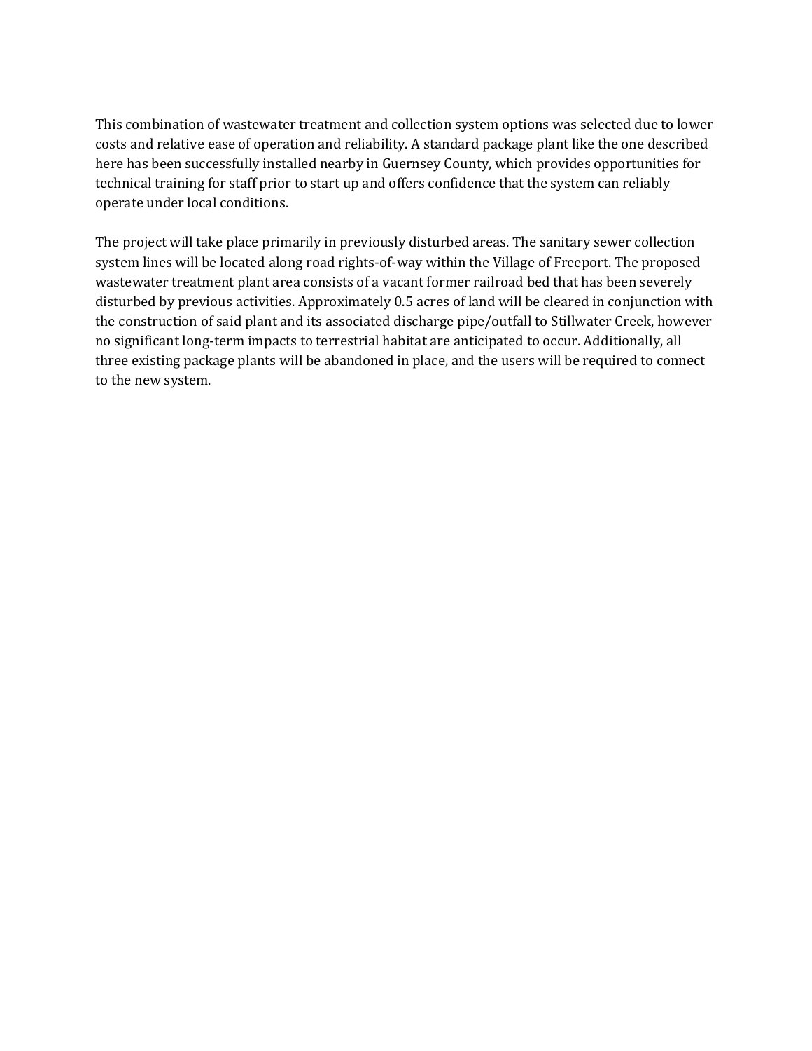This combination of wastewater treatment and collection system options was selected due to lower costs and relative ease of operation and reliability. A standard package plant like the one described here has been successfully installed nearby in Guernsey County, which provides opportunities for technical training for staff prior to start up and offers confidence that the system can reliably operate under local conditions.

The project will take place primarily in previously disturbed areas. The sanitary sewer collection system lines will be located along road rights-of-way within the Village of Freeport. The proposed wastewater treatment plant area consists of a vacant former railroad bed that has been severely disturbed by previous activities. Approximately 0.5 acres of land will be cleared in conjunction with the construction of said plant and its associated discharge pipe/outfall to Stillwater Creek, however no significant long-term impacts to terrestrial habitat are anticipated to occur. Additionally, all three existing package plants will be abandoned in place, and the users will be required to connect to the new system.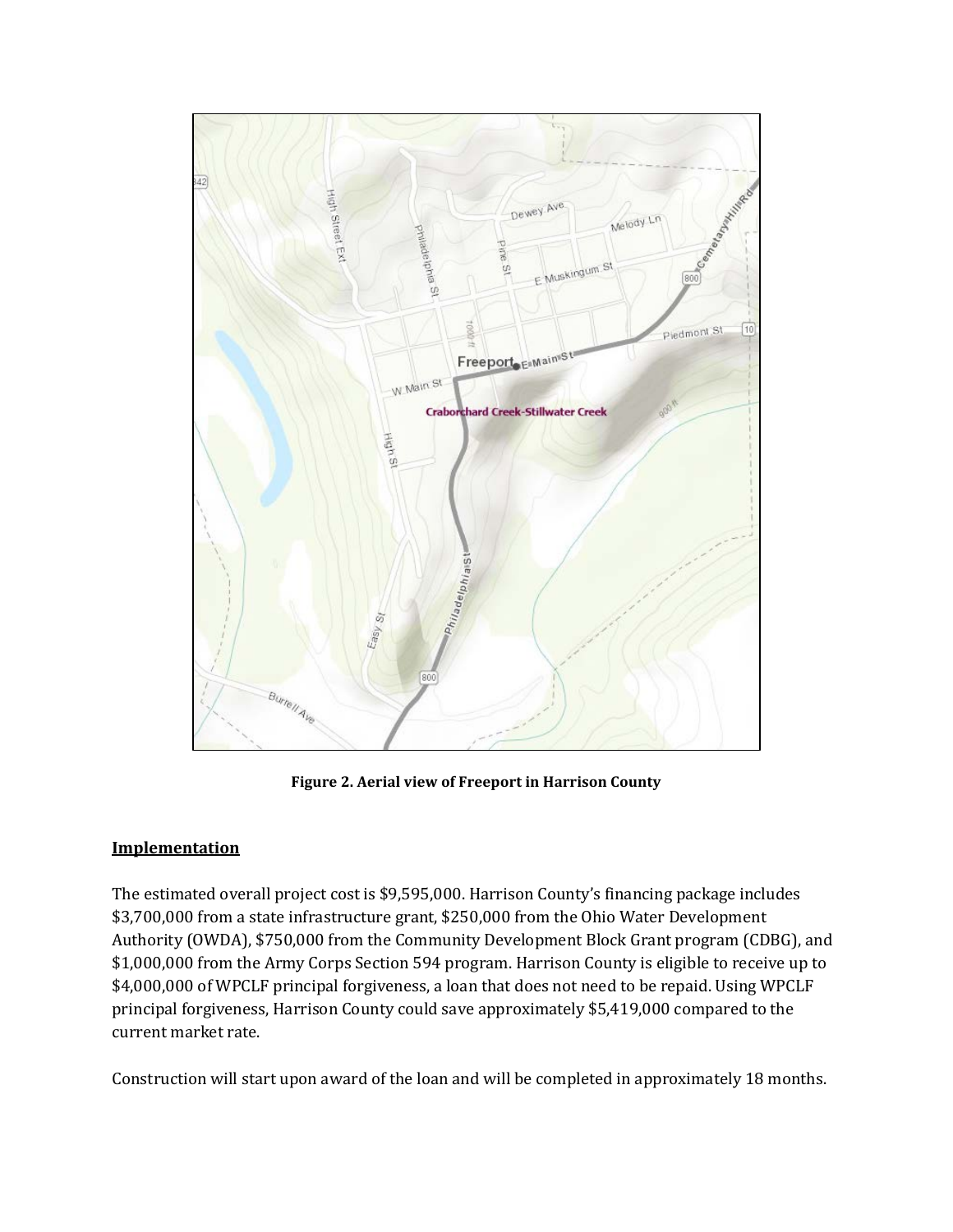**Figure 2. Aerial view of Freeport in Harrison County**

## Implementation

The estimated overall project cost is $9,595,000. Harrison County's financing package includes $3,700,000 from a state infrastructure grant, $250,000 from the Ohio Water Development Authority (OWDA), $750,000 from the Community Development Block Grant program (CDBG), and $1,000,000 from the Army Corps Section 594 program. Harrison County is eligible to receive up to $4,000,000 of WPCLF principal forgiveness, a loan that does not need to be repaid. Using WPCLF principal forgiveness, Harrison County could save approximately $5,419,000 compared to the current market rate.

Construction will start upon award of the loan and will be completed in approximately 18 months.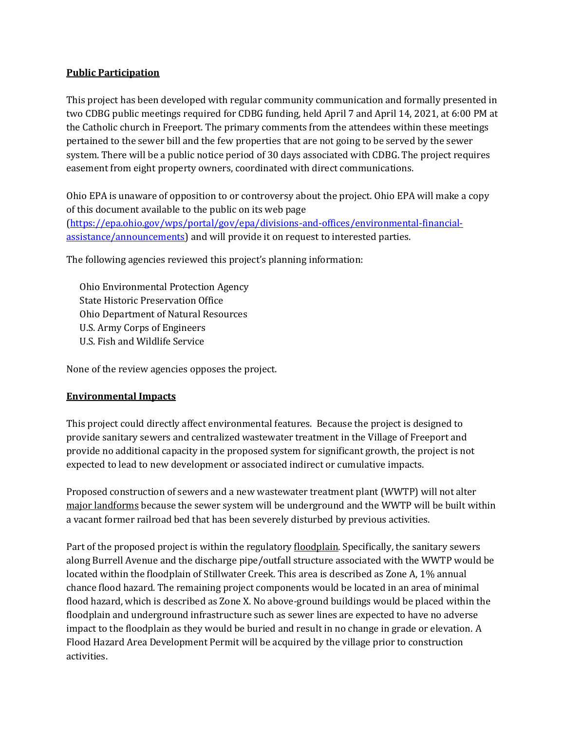**Public Participation**

This project has been developed with regular community communication and formally presented in two CDBG public meetings required for CDBG funding, held April 7 and April 14, 2021, at 6:00 PM at the Catholic church in Freeport. The primary comments from the attendees within these meetings pertained to the sewer bill and the few properties that are not going to be served by the sewer system. There will be a public notice period of 30 days associated with CDBG. The project requires easement from eight property owners, coordinated with direct communications.

Ohio EPA is unaware of opposition to or controversy about the project. Ohio EPA will make a copy of this document available to the public on its web page (https://epa.ohio.gov/wps/portal/gov/epa/divisions-and-offices/environmental-financial-assistance/announcements) and will provide it on request to interested parties.

The following agencies reviewed this project's planning information:

Ohio Environmental Protection Agency
State Historic Preservation Office
Ohio Department of Natural Resources
U.S. Army Corps of Engineers
U.S. Fish and Wildlife Service

None of the review agencies opposes the project.

**Environmental Impacts**

This project could directly affect environmental features. Because the project is designed to provide sanitary sewers and centralized wastewater treatment in the Village of Freeport and provide no additional capacity in the proposed system for significant growth, the project is not expected to lead to new development or associated indirect or cumulative impacts.

Proposed construction of sewers and a new wastewater treatment plant (WWTP) will not alter major landforms because the sewer system will be underground and the WWTP will be built within a vacant former railroad bed that has been severely disturbed by previous activities.

Part of the proposed project is within the regulatory floodplain. Specifically, the sanitary sewers along Burrell Avenue and the discharge pipe/outfall structure associated with the WWTP would be located within the floodplain of Stillwater Creek. This area is described as Zone A, 1% annual chance flood hazard. The remaining project components would be located in an area of minimal flood hazard, which is described as Zone X. No above-ground buildings would be placed within the floodplain and underground infrastructure such as sewer lines are expected to have no adverse impact to the floodplain as they would be buried and result in no change in grade or elevation. A Flood Hazard Area Development Permit will be acquired by the village prior to construction activities.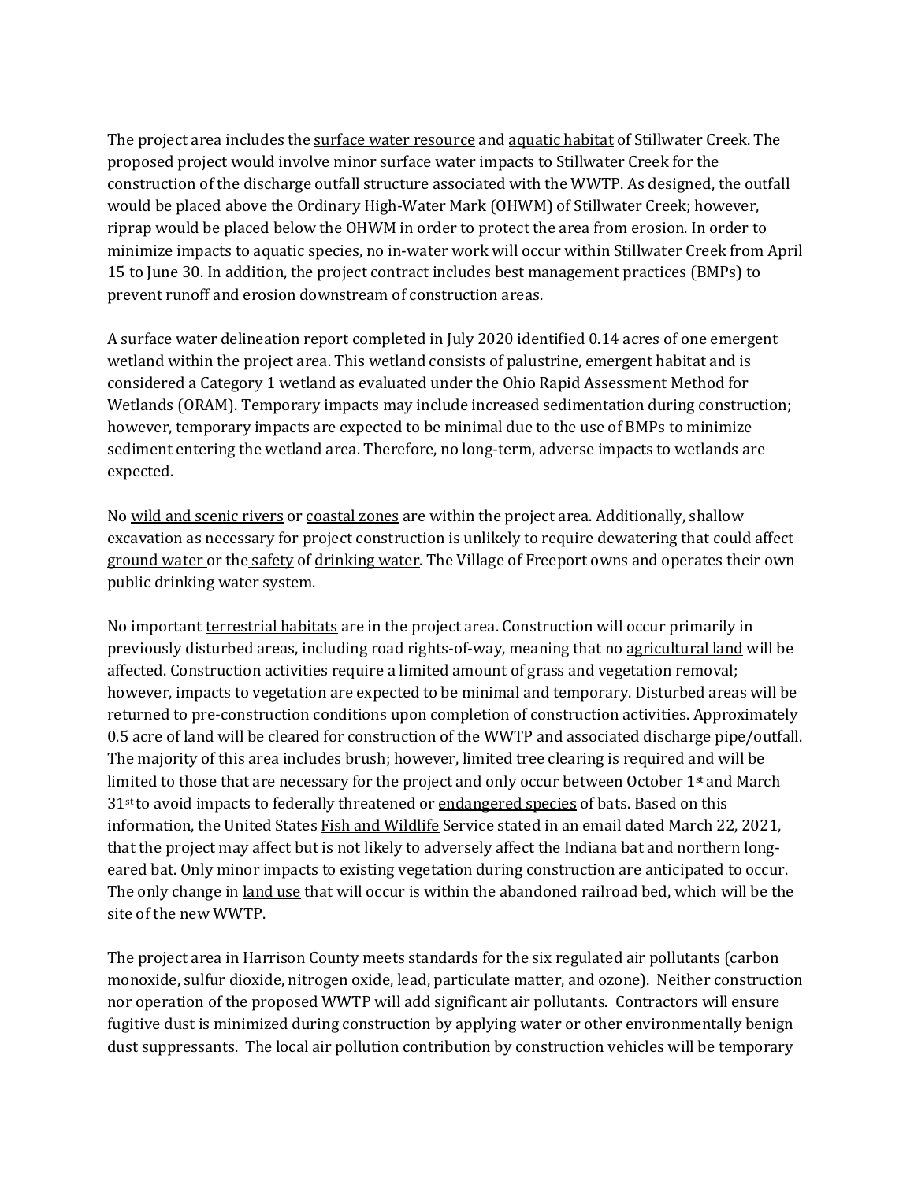The project area includes the surface water resource and aquatic habitat of Stillwater Creek. The proposed project would involve minor surface water impacts to Stillwater Creek for the construction of the discharge outfall structure associated with the WWTP. As designed, the outfall would be placed above the Ordinary High-Water Mark (OHWM) of Stillwater Creek; however, riprap would be placed below the OHWM in order to protect the area from erosion. In order to minimize impacts to aquatic species, no in-water work will occur within Stillwater Creek from April 15 to June 30. In addition, the project contract includes best management practices (BMPs) to prevent runoff and erosion downstream of construction areas.

A surface water delineation report completed in July 2020 identified 0.14 acres of one emergent wetland within the project area. This wetland consists of palustrine, emergent habitat and is considered a Category 1 wetland as evaluated under the Ohio Rapid Assessment Method for Wetlands (ORAM). Temporary impacts may include increased sedimentation during construction; however, temporary impacts are expected to be minimal due to the use of BMPs to minimize sediment entering the wetland area. Therefore, no long-term, adverse impacts to wetlands are expected.

No wild and scenic rivers or coastal zones are within the project area. Additionally, shallow excavation as necessary for project construction is unlikely to require dewatering that could affect ground water or the safety of drinking water. The Village of Freeport owns and operates their own public drinking water system.

No important terrestrial habitats are in the project area. Construction will occur primarily in previously disturbed areas, including road rights-of-way, meaning that no agricultural land will be affected. Construction activities require a limited amount of grass and vegetation removal; however, impacts to vegetation are expected to be minimal and temporary. Disturbed areas will be returned to pre-construction conditions upon completion of construction activities. Approximately 0.5 acre of land will be cleared for construction of the WWTP and associated discharge pipe/outfall. The majority of this area includes brush; however, limited tree clearing is required and will be limited to those that are necessary for the project and only occur between October 1st and March 31st to avoid impacts to federally threatened or endangered species of bats. Based on this information, the United States Fish and Wildlife Service stated in an email dated March 22, 2021, that the project may affect but is not likely to adversely affect the Indiana bat and northern long-eared bat. Only minor impacts to existing vegetation during construction are anticipated to occur. The only change in land use that will occur is within the abandoned railroad bed, which will be the site of the new WWTP.

The project area in Harrison County meets standards for the six regulated air pollutants (carbon monoxide, sulfur dioxide, nitrogen oxide, lead, particulate matter, and ozone). Neither construction nor operation of the proposed WWTP will add significant air pollutants. Contractors will ensure fugitive dust is minimized during construction by applying water or other environmentally benign dust suppressants. The local air pollution contribution by construction vehicles will be temporary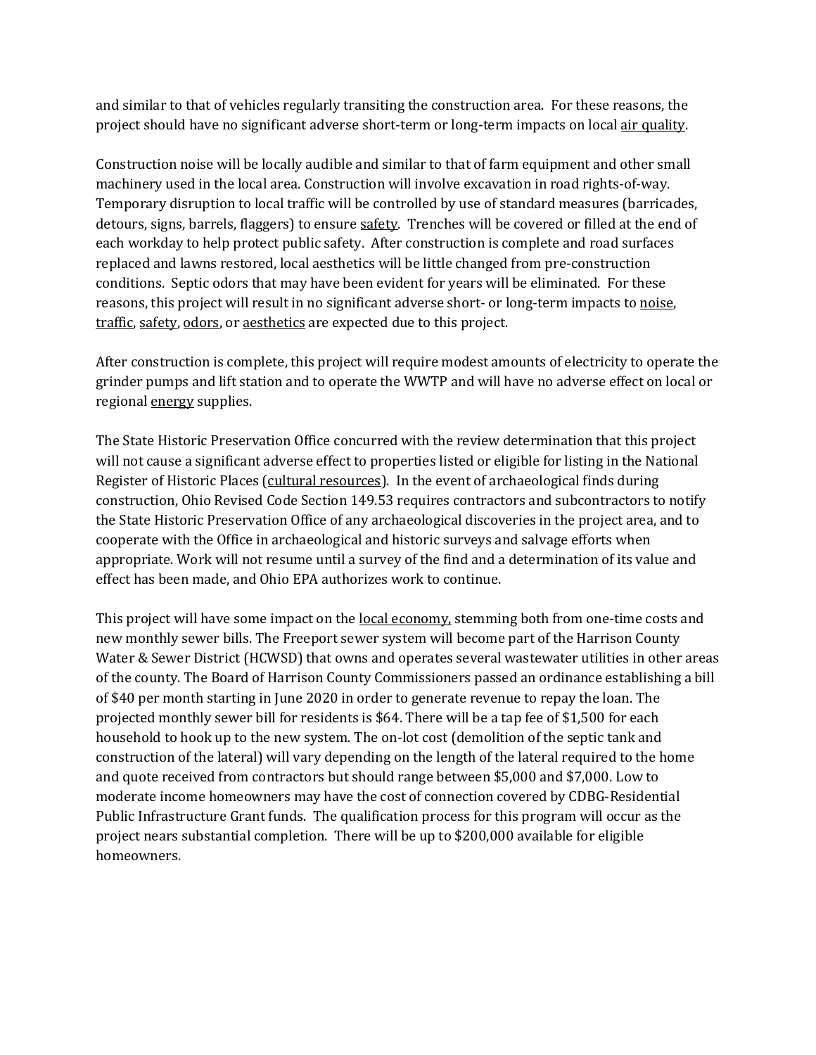and similar to that of vehicles regularly transiting the construction area. For these reasons, the project should have no significant adverse short-term or long-term impacts on local <u>air quality</u>.

Construction noise will be locally audible and similar to that of farm equipment and other small machinery used in the local area. Construction will involve excavation in road rights-of-way. Temporary disruption to local traffic will be controlled by use of standard measures (barricades, detours, signs, barrels, flaggers) to ensure <u>safety</u>. Trenches will be covered or filled at the end of each workday to help protect public safety. After construction is complete and road surfaces replaced and lawns restored, local aesthetics will be little changed from pre-construction conditions. Septic odors that may have been evident for years will be eliminated. For these reasons, this project will result in no significant adverse short- or long-term impacts to <u>noise</u>, <u>traffic</u>, <u>safety</u>, <u>odors</u>, or <u>aesthetics</u> are expected due to this project.

After construction is complete, this project will require modest amounts of electricity to operate the grinder pumps and lift station and to operate the WWTP and will have no adverse effect on local or regional <u>energy</u> supplies.

The State Historic Preservation Office concurred with the review determination that this project will not cause a significant adverse effect to properties listed or eligible for listing in the National Register of Historic Places (<u>cultural resources</u>). In the event of archaeological finds during construction, Ohio Revised Code Section 149.53 requires contractors and subcontractors to notify the State Historic Preservation Office of any archaeological discoveries in the project area, and to cooperate with the Office in archaeological and historic surveys and salvage efforts when appropriate. Work will not resume until a survey of the find and a determination of its value and effect has been made, and Ohio EPA authorizes work to continue.

This project will have some impact on the <u>local economy,</u> stemming both from one-time costs and new monthly sewer bills. The Freeport sewer system will become part of the Harrison County Water & Sewer District (HCWSD) that owns and operates several wastewater utilities in other areas of the county. The Board of Harrison County Commissioners passed an ordinance establishing a bill of $40 per month starting in June 2020 in order to generate revenue to repay the loan. The projected monthly sewer bill for residents is $64. There will be a tap fee of $1,500 for each household to hook up to the new system. The on-lot cost (demolition of the septic tank and construction of the lateral) will vary depending on the length of the lateral required to the home and quote received from contractors but should range between $5,000 and $7,000. Low to moderate income homeowners may have the cost of connection covered by CDBG-Residential Public Infrastructure Grant funds. The qualification process for this program will occur as the project nears substantial completion. There will be up to $200,000 available for eligible homeowners.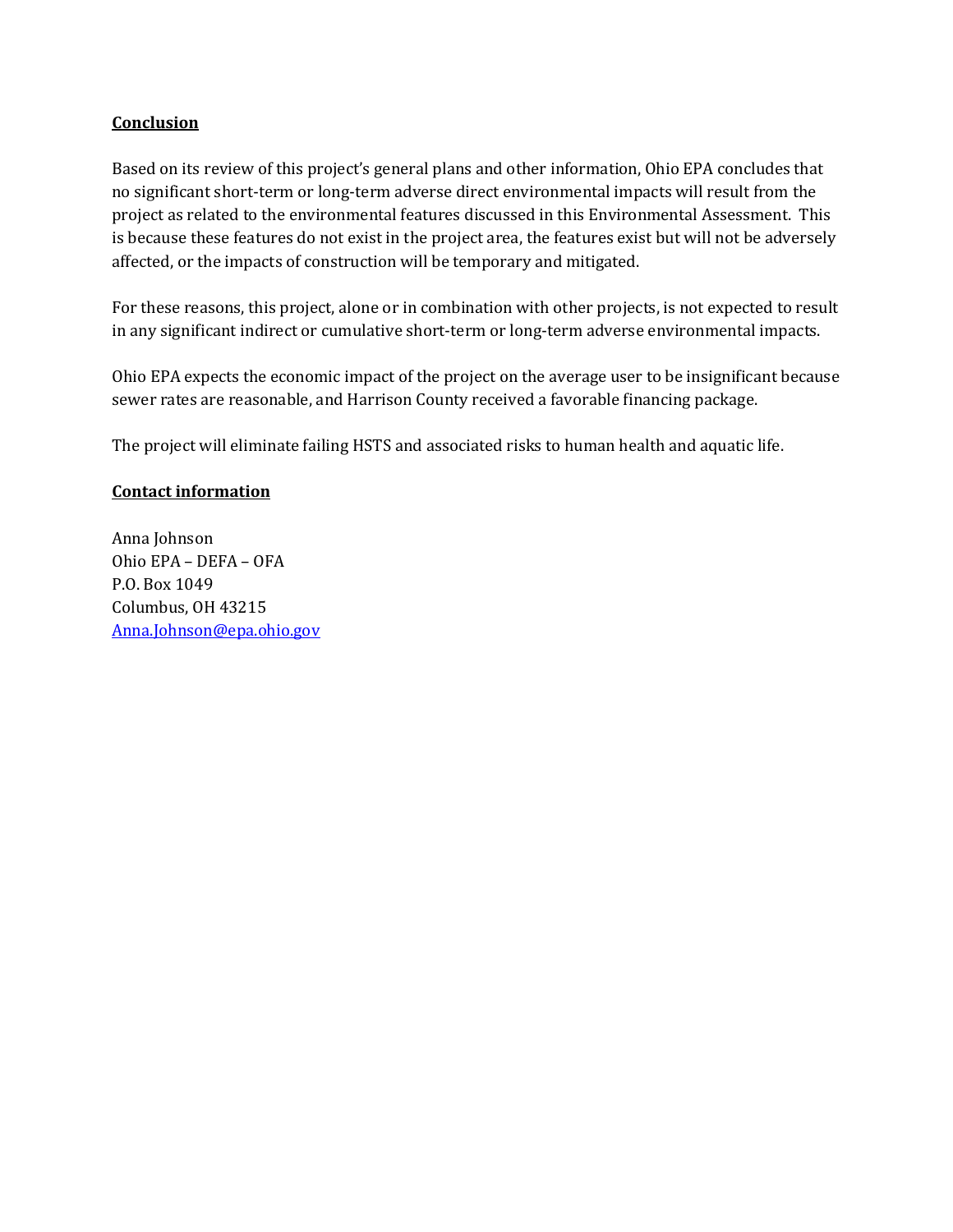## Conclusion

Based on its review of this project's general plans and other information, Ohio EPA concludes that no significant short-term or long-term adverse direct environmental impacts will result from the project as related to the environmental features discussed in this Environmental Assessment. This is because these features do not exist in the project area, the features exist but will not be adversely affected, or the impacts of construction will be temporary and mitigated.

For these reasons, this project, alone or in combination with other projects, is not expected to result in any significant indirect or cumulative short-term or long-term adverse environmental impacts.

Ohio EPA expects the economic impact of the project on the average user to be insignificant because sewer rates are reasonable, and Harrison County received a favorable financing package.

The project will eliminate failing HSTS and associated risks to human health and aquatic life.

## Contact information

Anna Johnson
Ohio EPA – DEFA – OFA
P.O. Box 1049
Columbus, OH 43215
Anna.Johnson@epa.ohio.gov